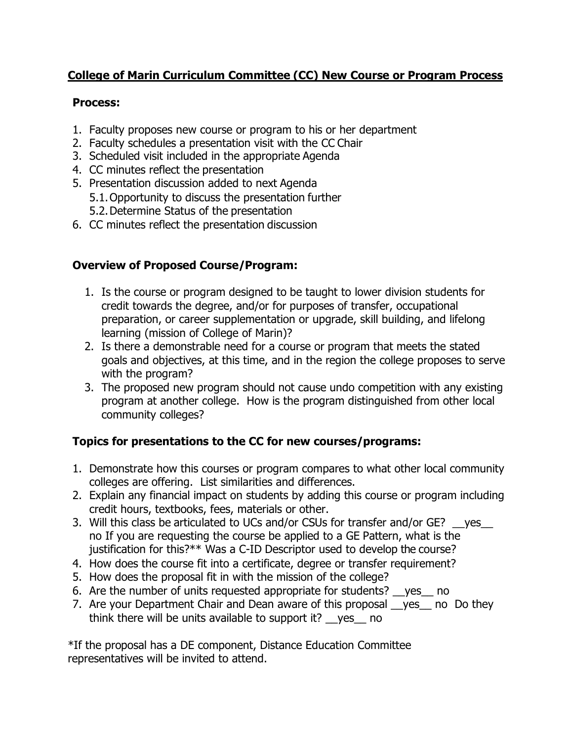**College of Marin Curriculum Committee (CC) New Course or Program Process**

**Process:**

1. Faculty proposes new course or program to his or her department
2. Faculty schedules a presentation visit with the CC Chair
3. Scheduled visit included in the appropriate Agenda
4. CC minutes reflect the presentation
5. Presentation discussion added to next Agenda
   5.1. Opportunity to discuss the presentation further
   5.2. Determine Status of the presentation
6. CC minutes reflect the presentation discussion

**Overview of Proposed Course/Program:**

1. Is the course or program designed to be taught to lower division students for credit towards the degree, and/or for purposes of transfer, occupational preparation, or career supplementation or upgrade, skill building, and lifelong learning (mission of College of Marin)?
2. Is there a demonstrable need for a course or program that meets the stated goals and objectives, at this time, and in the region the college proposes to serve with the program?
3. The proposed new program should not cause undo competition with any existing program at another college. How is the program distinguished from other local community colleges?

**Topics for presentations to the CC for new courses/programs:**

1. Demonstrate how this courses or program compares to what other local community colleges are offering. List similarities and differences.
2. Explain any financial impact on students by adding this course or program including credit hours, textbooks, fees, materials or other.
3. Will this class be articulated to UCs and/or CSUs for transfer and/or GE? __yes__ no If you are requesting the course be applied to a GE Pattern, what is the justification for this?** Was a C-ID Descriptor used to develop the course?
4. How does the course fit into a certificate, degree or transfer requirement?
5. How does the proposal fit in with the mission of the college?
6. Are the number of units requested appropriate for students? __yes__ no
7. Are your Department Chair and Dean aware of this proposal __yes__ no Do they think there will be units available to support it? __yes__ no

*If the proposal has a DE component, Distance Education Committee representatives will be invited to attend.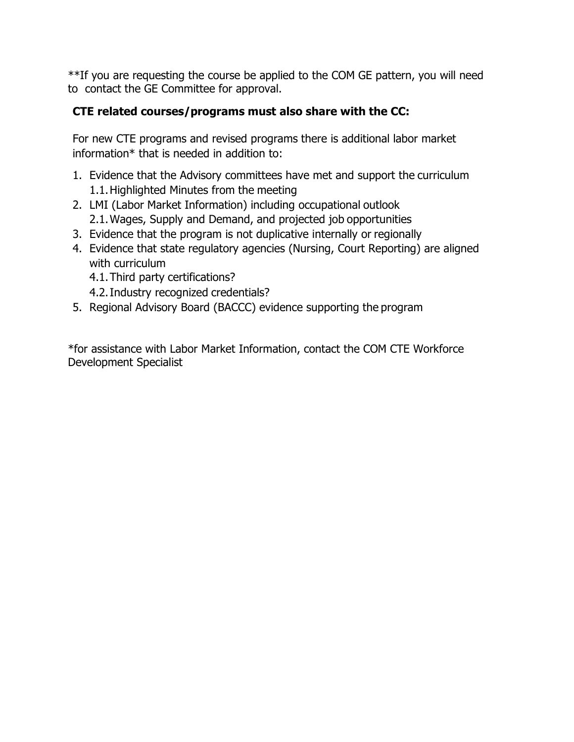**If you are requesting the course be applied to the COM GE pattern, you will need to contact the GE Committee for approval.

**CTE related courses/programs must also share with the CC:**

For new CTE programs and revised programs there is additional labor market information* that is needed in addition to:

1. Evidence that the Advisory committees have met and support the curriculum
   1.1. Highlighted Minutes from the meeting
2. LMI (Labor Market Information) including occupational outlook
   2.1. Wages, Supply and Demand, and projected job opportunities
3. Evidence that the program is not duplicative internally or regionally
4. Evidence that state regulatory agencies (Nursing, Court Reporting) are aligned with curriculum
   4.1. Third party certifications?
   4.2. Industry recognized credentials?
5. Regional Advisory Board (BACCC) evidence supporting the program

*for assistance with Labor Market Information, contact the COM CTE Workforce Development Specialist